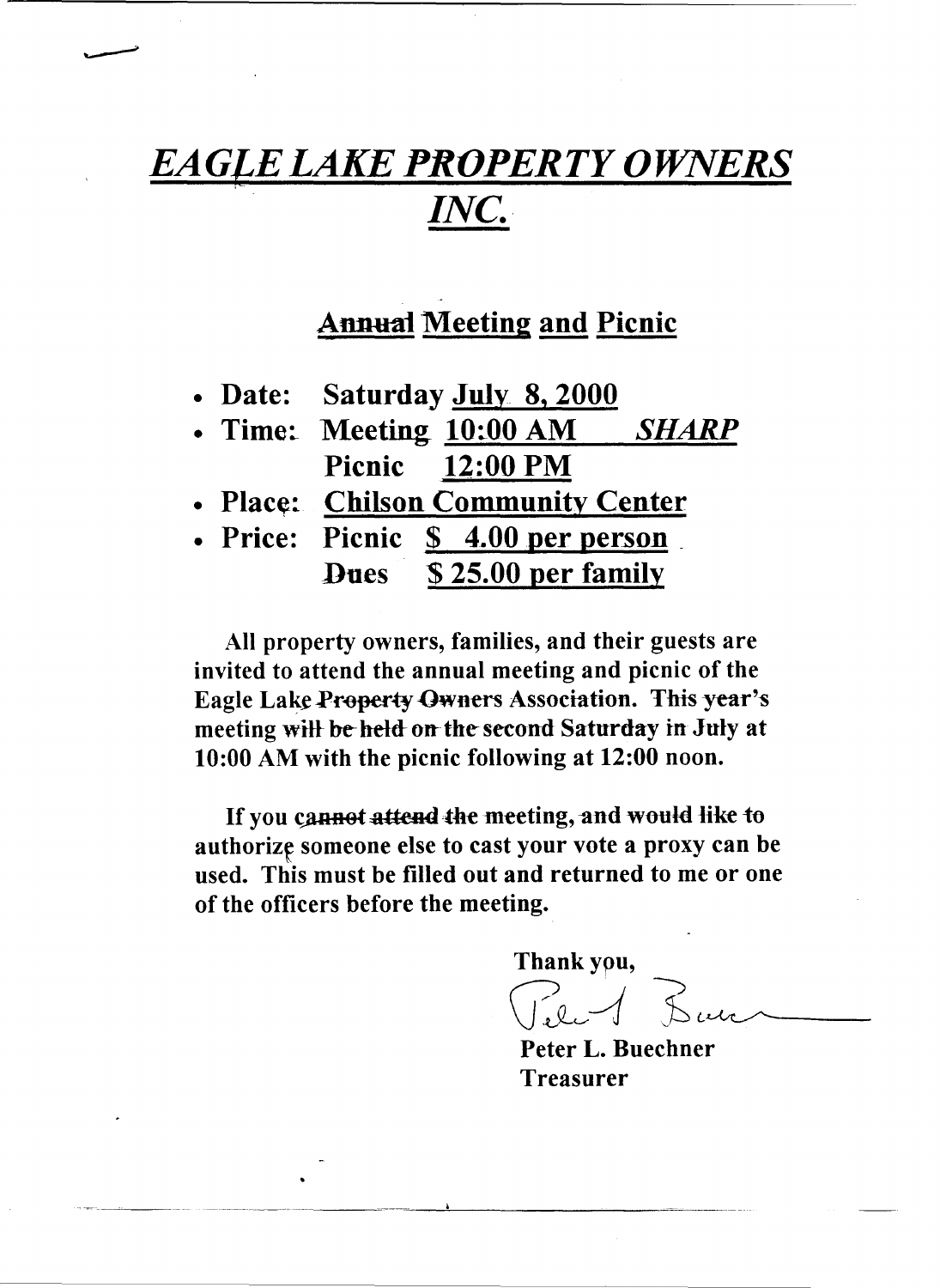# *EAGLE LAKE PROPERTY OWNERS INC.*

## Annual Meeting and Picnic

- **Date:** **Saturday July 8, 2000**
- **Time:** **Meeting 10:00 AM** ***SHARP***
  **Picnic 12:00 PM**
- **Place:** **Chilson Community Center**
- **Price:** **Picnic $ 4.00 per person**
  **Dues $ 25.00 per family**

**All property owners, families, and their guests are invited to attend the annual meeting and picnic of the Eagle Lake Property Owners Association. This year's meeting will be held on the second Saturday in July at 10:00 AM with the picnic following at 12:00 noon.**

**If you cannot attend the meeting, and would like to authorize someone else to cast your vote a proxy can be used. This must be filled out and returned to me or one of the officers before the meeting.**

**Thank you,**

**Peter L. Buechner**
**Treasurer**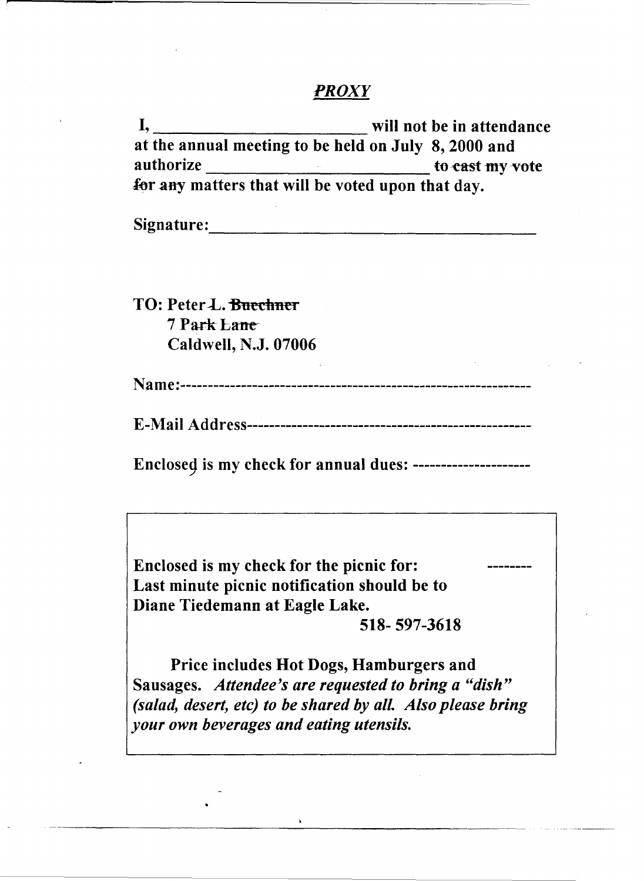# *PROXY*

**I, \_\_\_\_\_\_\_\_\_\_\_\_\_\_\_\_\_\_\_\_\_\_\_\_\_ will not be in attendance at the annual meeting to be held on July 8, 2000 and authorize \_\_\_\_\_\_\_\_\_\_\_\_\_\_\_\_\_\_\_\_\_\_\_\_\_\_ to cast my vote for any matters that will be voted upon that day.**

**Signature:\_\_\_\_\_\_\_\_\_\_\_\_\_\_\_\_\_\_\_\_\_\_\_\_\_\_\_\_\_\_\_\_\_\_\_\_\_\_\_\_**

**TO: Peter L. Buechner**
**7 Park Lane**
**Caldwell, N.J. 07006**

**Name:------------------------------------------------------------**

**E-Mail Address-------------------------------------------------**

**Enclosed is my check for annual dues: ---------------------**

---

**Enclosed is my check for the picnic for: --------**
**Last minute picnic notification should be to Diane Tiedemann at Eagle Lake.**
**518- 597-3618**

**Price includes Hot Dogs, Hamburgers and Sausages.** ***Attendee's are requested to bring a "dish" (salad, desert, etc) to be shared by all. Also please bring your own beverages and eating utensils.***